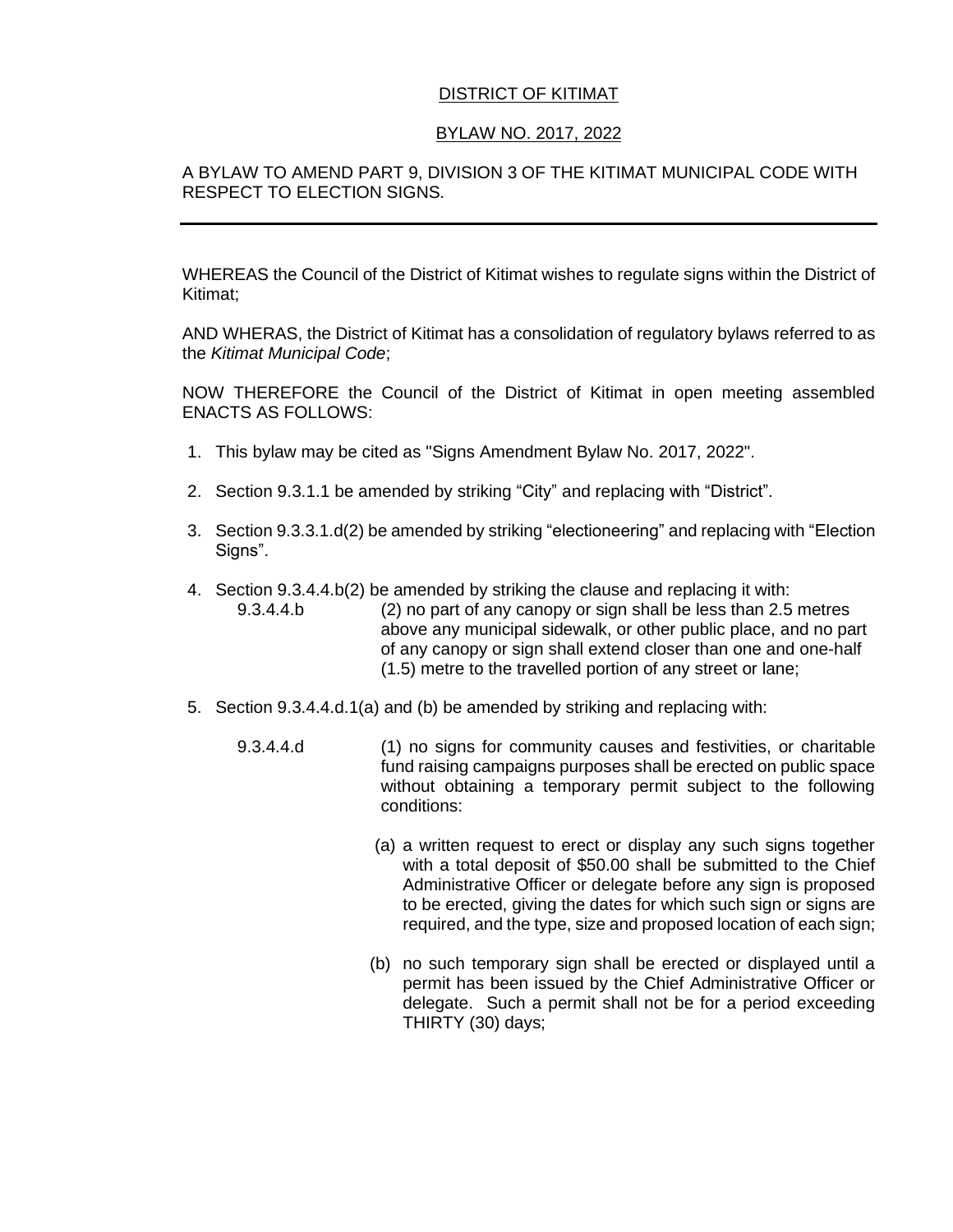<u>DISTRICT OF KITIMAT</u>

<u>BYLAW NO. 2017, 2022</u>

A BYLAW TO AMEND PART 9, DIVISION 3 OF THE KITIMAT MUNICIPAL CODE WITH RESPECT TO ELECTION SIGNS.

---

WHEREAS the Council of the District of Kitimat wishes to regulate signs within the District of Kitimat;

AND WHERAS, the District of Kitimat has a consolidation of regulatory bylaws referred to as the *Kitimat Municipal Code*;

NOW THEREFORE the Council of the District of Kitimat in open meeting assembled ENACTS AS FOLLOWS:

1. This bylaw may be cited as "Signs Amendment Bylaw No. 2017, 2022".

2. Section 9.3.1.1 be amended by striking "City" and replacing with "District".

3. Section 9.3.3.1.d(2) be amended by striking "electioneering" and replacing with "Election Signs".

4. Section 9.3.4.4.b(2) be amended by striking the clause and replacing it with:

   9.3.4.4.b (2) no part of any canopy or sign shall be less than 2.5 metres above any municipal sidewalk, or other public place, and no part of any canopy or sign shall extend closer than one and one-half (1.5) metre to the travelled portion of any street or lane;

5. Section 9.3.4.4.d.1(a) and (b) be amended by striking and replacing with:

   9.3.4.4.d (1) no signs for community causes and festivities, or charitable fund raising campaigns purposes shall be erected on public space without obtaining a temporary permit subject to the following conditions:

   (a) a written request to erect or display any such signs together with a total deposit of $50.00 shall be submitted to the Chief Administrative Officer or delegate before any sign is proposed to be erected, giving the dates for which such sign or signs are required, and the type, size and proposed location of each sign;

   (b) no such temporary sign shall be erected or displayed until a permit has been issued by the Chief Administrative Officer or delegate. Such a permit shall not be for a period exceeding THIRTY (30) days;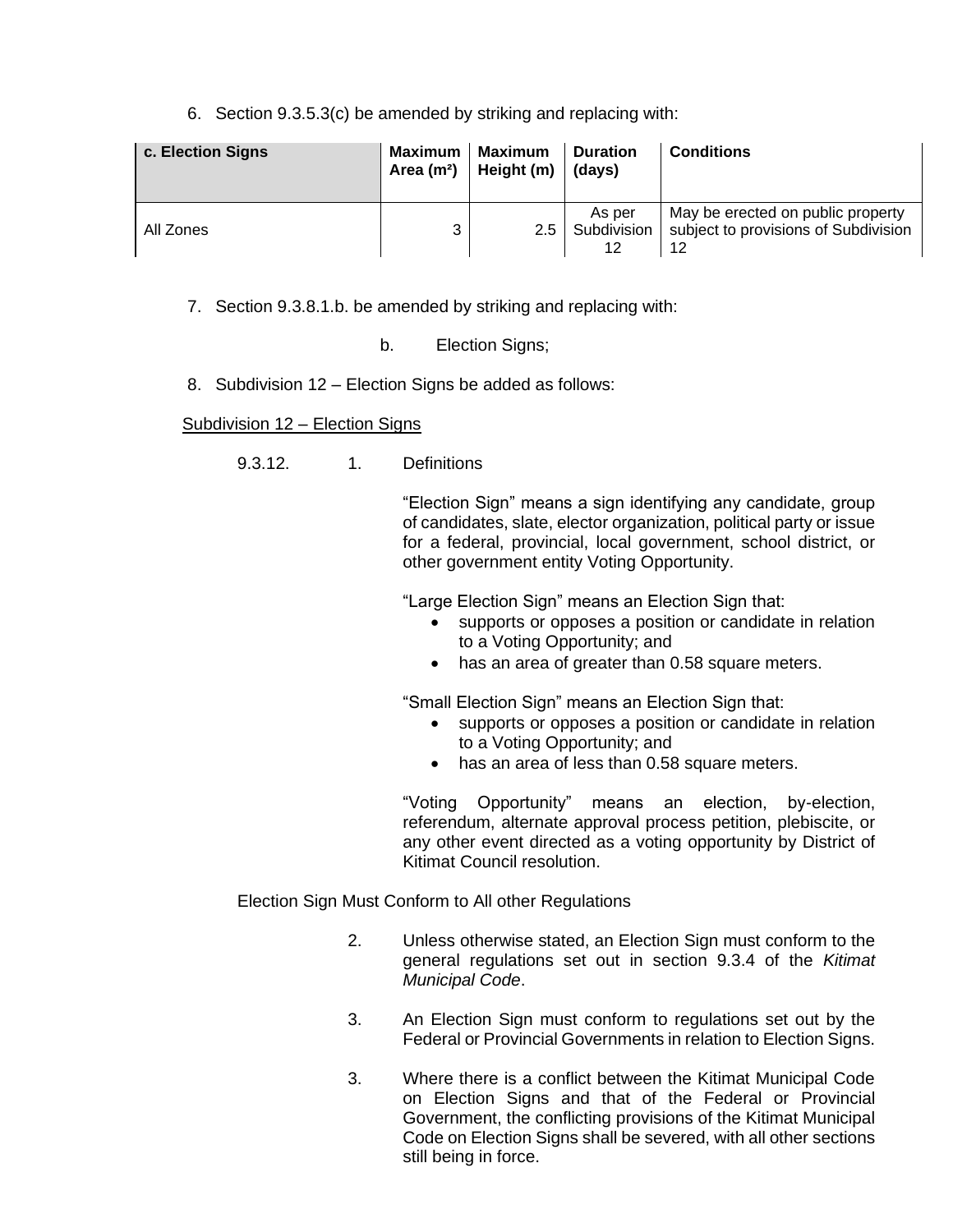6. Section 9.3.5.3(c) be amended by striking and replacing with:

| **c. Election Signs** | **Maximum Area ($m^2$)** | **Maximum Height (m)** | **Duration (days)** | **Conditions** |
|---|---|---|---|---|
| All Zones | 3 | 2.5 | As per Subdivision 12 | May be erected on public property subject to provisions of Subdivision 12 |

7. Section 9.3.8.1.b. be amended by striking and replacing with:

b. Election Signs;

8. Subdivision 12 – Election Signs be added as follows:

Subdivision 12 – Election Signs

9.3.12. 1. Definitions

"Election Sign" means a sign identifying any candidate, group of candidates, slate, elector organization, political party or issue for a federal, provincial, local government, school district, or other government entity Voting Opportunity.

"Large Election Sign" means an Election Sign that:

- supports or opposes a position or candidate in relation to a Voting Opportunity; and
- has an area of greater than 0.58 square meters.

"Small Election Sign" means an Election Sign that:

- supports or opposes a position or candidate in relation to a Voting Opportunity; and
- has an area of less than 0.58 square meters.

"Voting Opportunity" means an election, by-election, referendum, alternate approval process petition, plebiscite, or any other event directed as a voting opportunity by District of Kitimat Council resolution.

Election Sign Must Conform to All other Regulations

2. Unless otherwise stated, an Election Sign must conform to the general regulations set out in section 9.3.4 of the *Kitimat Municipal Code*.

3. An Election Sign must conform to regulations set out by the Federal or Provincial Governments in relation to Election Signs.

3. Where there is a conflict between the Kitimat Municipal Code on Election Signs and that of the Federal or Provincial Government, the conflicting provisions of the Kitimat Municipal Code on Election Signs shall be severed, with all other sections still being in force.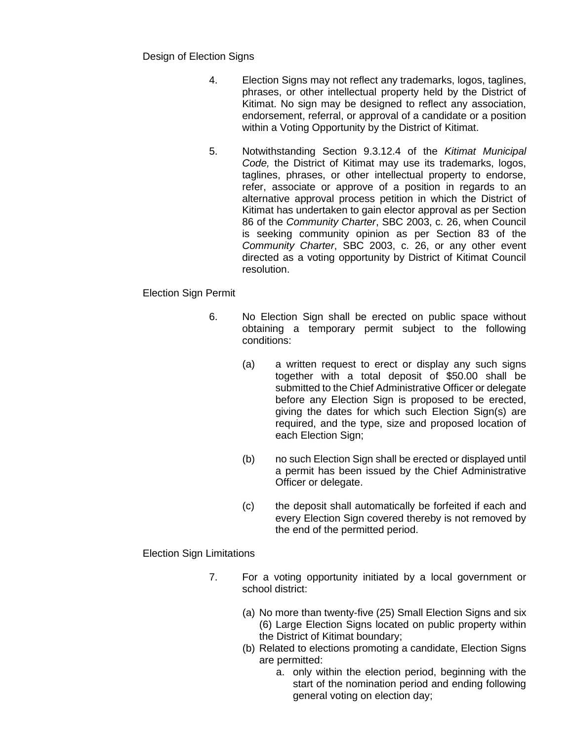Design of Election Signs

4. Election Signs may not reflect any trademarks, logos, taglines, phrases, or other intellectual property held by the District of Kitimat. No sign may be designed to reflect any association, endorsement, referral, or approval of a candidate or a position within a Voting Opportunity by the District of Kitimat.

5. Notwithstanding Section 9.3.12.4 of the *Kitimat Municipal Code,* the District of Kitimat may use its trademarks, logos, taglines, phrases, or other intellectual property to endorse, refer, associate or approve of a position in regards to an alternative approval process petition in which the District of Kitimat has undertaken to gain elector approval as per Section 86 of the *Community Charter*, SBC 2003, c. 26, when Council is seeking community opinion as per Section 83 of the *Community Charter*, SBC 2003, c. 26, or any other event directed as a voting opportunity by District of Kitimat Council resolution.

Election Sign Permit

6. No Election Sign shall be erected on public space without obtaining a temporary permit subject to the following conditions:

   (a) a written request to erect or display any such signs together with a total deposit of $50.00 shall be submitted to the Chief Administrative Officer or delegate before any Election Sign is proposed to be erected, giving the dates for which such Election Sign(s) are required, and the type, size and proposed location of each Election Sign;

   (b) no such Election Sign shall be erected or displayed until a permit has been issued by the Chief Administrative Officer or delegate.

   (c) the deposit shall automatically be forfeited if each and every Election Sign covered thereby is not removed by the end of the permitted period.

Election Sign Limitations

7. For a voting opportunity initiated by a local government or school district:

   (a) No more than twenty-five (25) Small Election Signs and six (6) Large Election Signs located on public property within the District of Kitimat boundary;
   (b) Related to elections promoting a candidate, Election Signs are permitted:
      a. only within the election period, beginning with the start of the nomination period and ending following general voting on election day;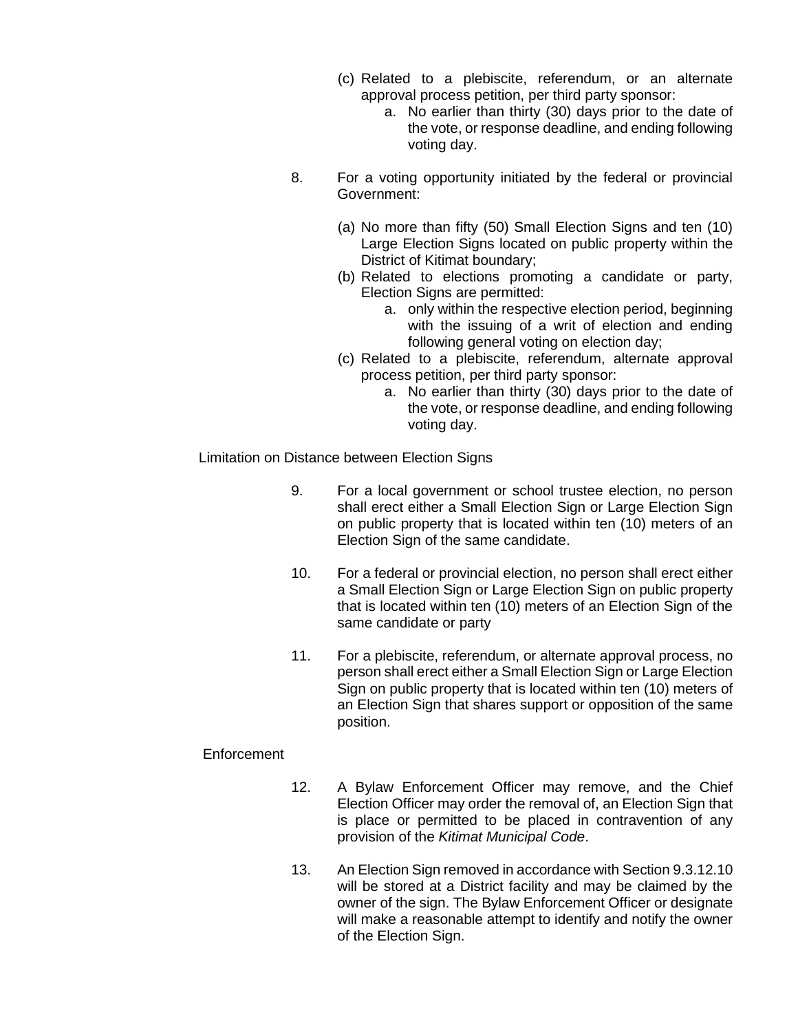(c) Related to a plebiscite, referendum, or an alternate approval process petition, per third party sponsor:

   a. No earlier than thirty (30) days prior to the date of the vote, or response deadline, and ending following voting day.

8. For a voting opportunity initiated by the federal or provincial Government:

   (a) No more than fifty (50) Small Election Signs and ten (10) Large Election Signs located on public property within the District of Kitimat boundary;

   (b) Related to elections promoting a candidate or party, Election Signs are permitted:

      a. only within the respective election period, beginning with the issuing of a writ of election and ending following general voting on election day;

   (c) Related to a plebiscite, referendum, alternate approval process petition, per third party sponsor:

      a. No earlier than thirty (30) days prior to the date of the vote, or response deadline, and ending following voting day.

Limitation on Distance between Election Signs

9. For a local government or school trustee election, no person shall erect either a Small Election Sign or Large Election Sign on public property that is located within ten (10) meters of an Election Sign of the same candidate.

10. For a federal or provincial election, no person shall erect either a Small Election Sign or Large Election Sign on public property that is located within ten (10) meters of an Election Sign of the same candidate or party

11. For a plebiscite, referendum, or alternate approval process, no person shall erect either a Small Election Sign or Large Election Sign on public property that is located within ten (10) meters of an Election Sign that shares support or opposition of the same position.

Enforcement

12. A Bylaw Enforcement Officer may remove, and the Chief Election Officer may order the removal of, an Election Sign that is place or permitted to be placed in contravention of any provision of the *Kitimat Municipal Code*.

13. An Election Sign removed in accordance with Section 9.3.12.10 will be stored at a District facility and may be claimed by the owner of the sign. The Bylaw Enforcement Officer or designate will make a reasonable attempt to identify and notify the owner of the Election Sign.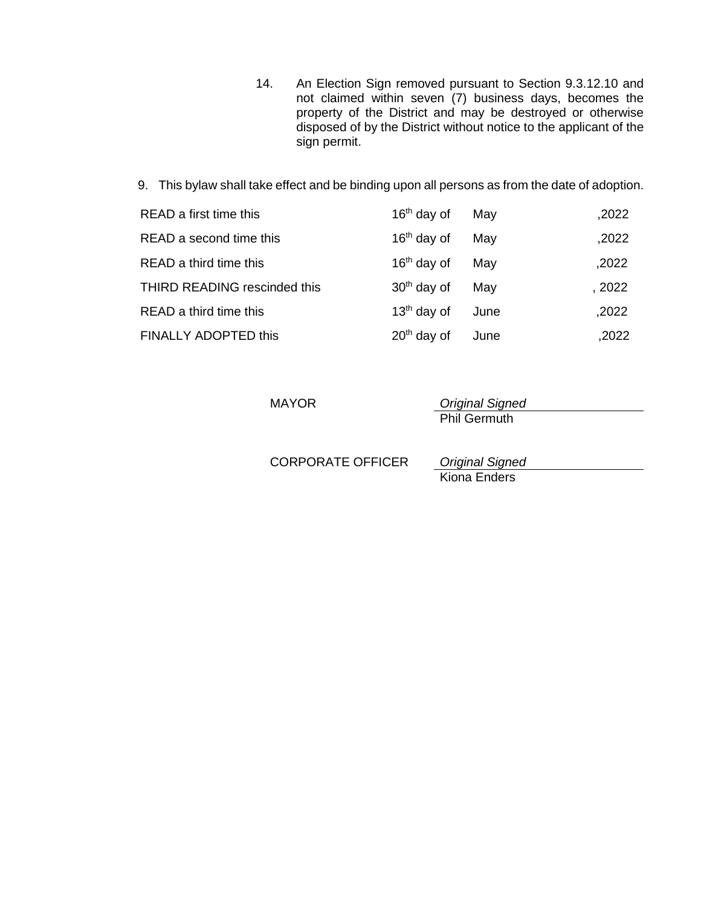14. An Election Sign removed pursuant to Section 9.3.12.10 and not claimed within seven (7) business days, becomes the property of the District and may be destroyed or otherwise disposed of by the District without notice to the applicant of the sign permit.

9. This bylaw shall take effect and be binding upon all persons as from the date of adoption.

| | | | |
|---|---|---|---|
| READ a first time this | 16th day of | May | ,2022 |
| READ a second time this | 16th day of | May | ,2022 |
| READ a third time this | 16th day of | May | ,2022 |
| THIRD READING rescinded this | 30th day of | May | , 2022 |
| READ a third time this | 13th day of | June | ,2022 |
| FINALLY ADOPTED this | 20th day of | June | ,2022 |

MAYOR *Original Signed*
Phil Germuth

CORPORATE OFFICER *Original Signed*
Kiona Enders